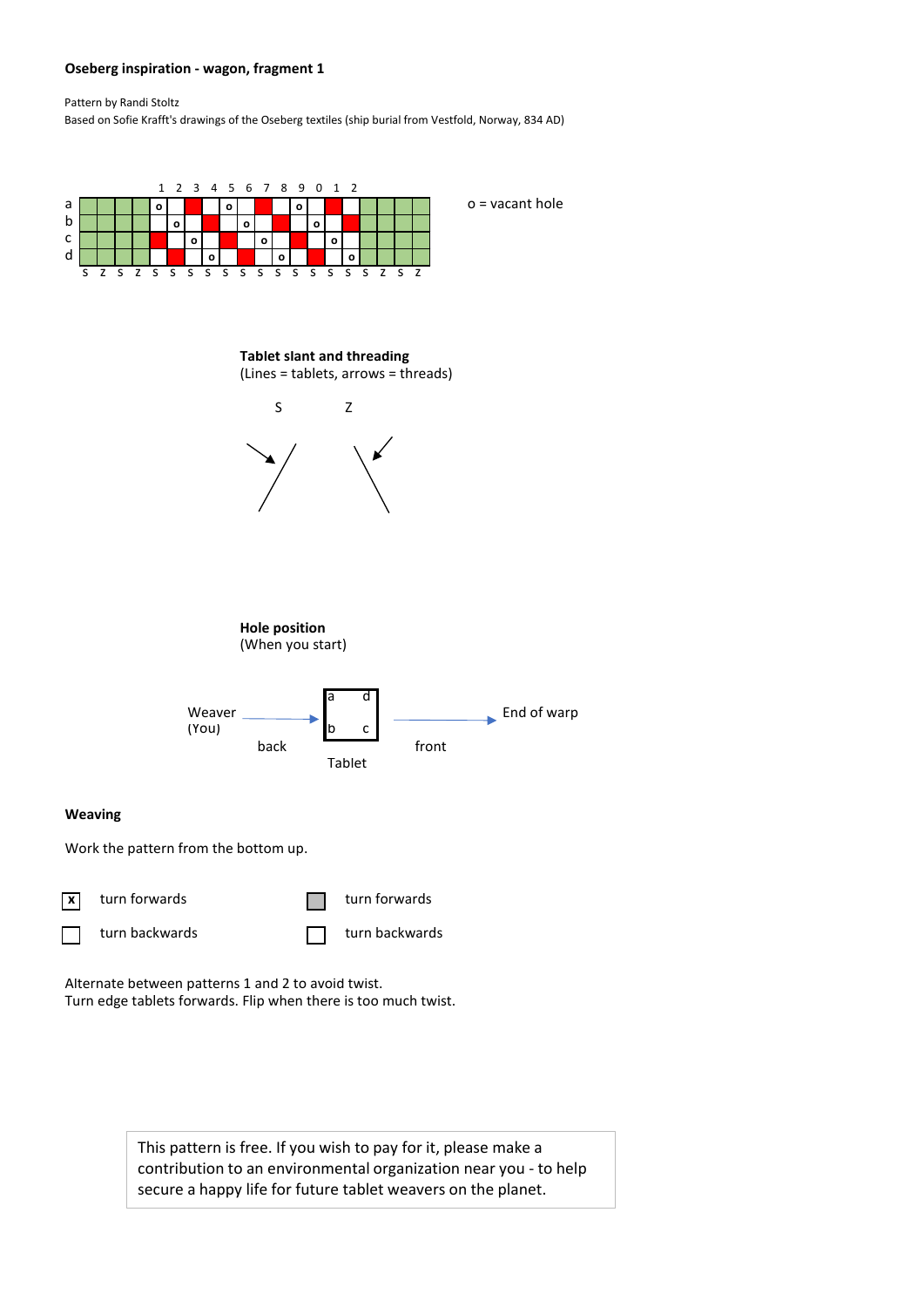**Oseberg inspiration - wagon, fragment 1**

Pattern by Randi Stoltz
Based on Sofie Krafft's drawings of the Oseberg textiles (ship burial from Vestfold, Norway, 834 AD)

| | | | | | 1 | 2 | 3 | 4 | 5 | 6 | 7 | 8 | 9 | 0 | 1 | 2 | | | | |
|---|---|---|---|---|---|---|---|---|---|---|---|---|---|---|---|---|---|---|---|---|
| a | | | | | o | | | | o | | | | o | | | | | | | |
| b | | | | | | o | | | | o | | | | o | | | | | | |
| c | | | | | | | o | | | | o | | | | o | | | | | |
| d | | | | | | | | o | | | | o | | | | o | | | | |
| | S | Z | S | Z | S | S | S | S | S | S | S | S | S | S | S | S | S | Z | S | Z |

o = vacant hole

**Tablet slant and threading**
(Lines = tablets, arrows = threads)

S Z

**Hole position**
(When you start)

Weaver (You) → back → Tablet (a d / b c) → front → End of warp

**Weaving**

Work the pattern from the bottom up.

| | | | |
|---|---|---|---|
| x | turn forwards | (grey) | turn forwards |
| (blank) | turn backwards | (blank) | turn backwards |

Alternate between patterns 1 and 2 to avoid twist.
Turn edge tablets forwards. Flip when there is too much twist.

This pattern is free. If you wish to pay for it, please make a contribution to an environmental organization near you - to help secure a happy life for future tablet weavers on the planet.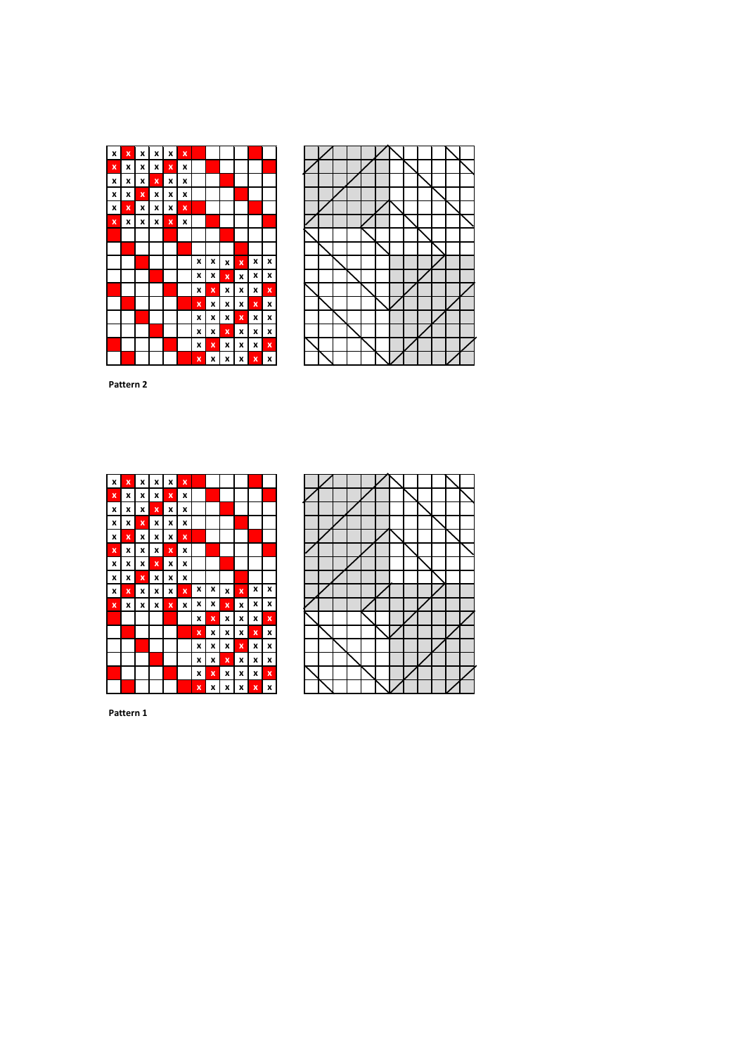Pattern 2

Pattern 1